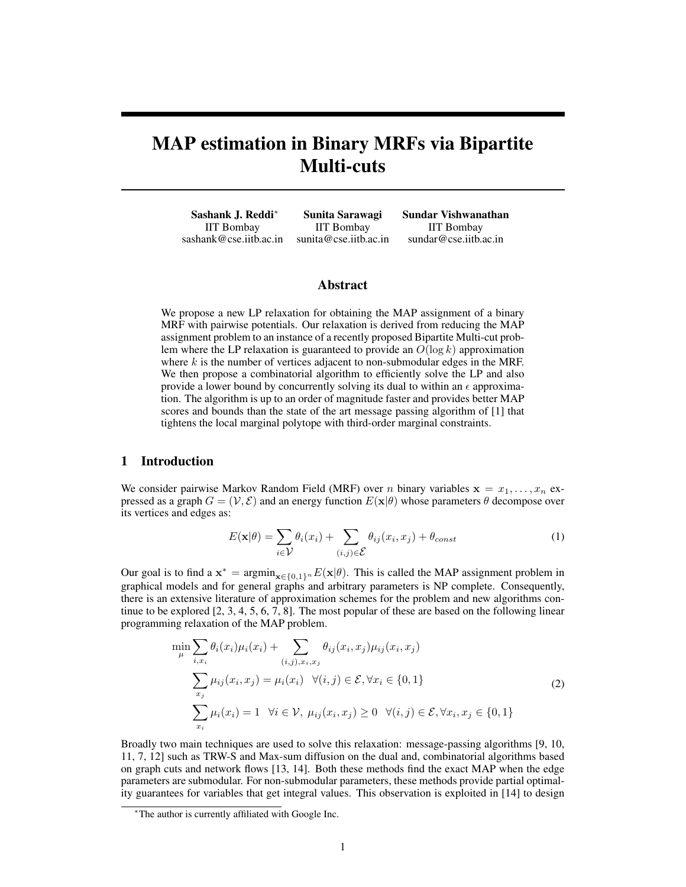# MAP estimation in Binary MRFs via Bipartite Multi-cuts

**Sashank J. Reddi**[*]
IIT Bombay
sashank@cse.iitb.ac.in

**Sunita Sarawagi**
IIT Bombay
sunita@cse.iitb.ac.in

**Sundar Vishwanathan**
IIT Bombay
sundar@cse.iitb.ac.in

## Abstract

We propose a new LP relaxation for obtaining the MAP assignment of a binary MRF with pairwise potentials. Our relaxation is derived from reducing the MAP assignment problem to an instance of a recently proposed Bipartite Multi-cut problem where the LP relaxation is guaranteed to provide an $O(\log k)$ approximation where $k$ is the number of vertices adjacent to non-submodular edges in the MRF. We then propose a combinatorial algorithm to efficiently solve the LP and also provide a lower bound by concurrently solving its dual to within an $\epsilon$ approximation. The algorithm is up to an order of magnitude faster and provides better MAP scores and bounds than the state of the art message passing algorithm of [1] that tightens the local marginal polytope with third-order marginal constraints.

## 1 Introduction

We consider pairwise Markov Random Field (MRF) over $n$ binary variables $\mathbf{x} = x_1, \ldots, x_n$ expressed as a graph $G = (\mathcal{V}, \mathcal{E})$ and an energy function $E(\mathbf{x}|\theta)$ whose parameters $\theta$ decompose over its vertices and edges as:

$$E(\mathbf{x}|\theta) = \sum_{i \in \mathcal{V}} \theta_i(x_i) + \sum_{(i,j) \in \mathcal{E}} \theta_{ij}(x_i, x_j) + \theta_{const} \tag{1}$$

Our goal is to find a $\mathbf{x}^* = \text{argmin}_{\mathbf{x} \in \{0,1\}^n} E(\mathbf{x}|\theta)$. This is called the MAP assignment problem in graphical models and for general graphs and arbitrary parameters is NP complete. Consequently, there is an extensive literature of approximation schemes for the problem and new algorithms continue to be explored [2, 3, 4, 5, 6, 7, 8]. The most popular of these are based on the following linear programming relaxation of the MAP problem.

$$\begin{aligned}
\min_{\mu} & \sum_{i, x_i} \theta_i(x_i)\mu_i(x_i) + \sum_{(i,j), x_i, x_j} \theta_{ij}(x_i, x_j)\mu_{ij}(x_i, x_j) \\
& \sum_{x_j} \mu_{ij}(x_i, x_j) = \mu_i(x_i) \quad \forall (i,j) \in \mathcal{E}, \forall x_i \in \{0,1\} \\
& \sum_{x_i} \mu_i(x_i) = 1 \quad \forall i \in \mathcal{V}, \ \mu_{ij}(x_i, x_j) \geq 0 \quad \forall (i,j) \in \mathcal{E}, \forall x_i, x_j \in \{0,1\}
\end{aligned} \tag{2}$$

Broadly two main techniques are used to solve this relaxation: message-passing algorithms [9, 10, 11, 7, 12] such as TRW-S and Max-sum diffusion on the dual and, combinatorial algorithms based on graph cuts and network flows [13, 14]. Both these methods find the exact MAP when the edge parameters are submodular. For non-submodular parameters, these methods provide partial optimality guarantees for variables that get integral values. This observation is exploited in [14] to design

[*] The author is currently affiliated with Google Inc.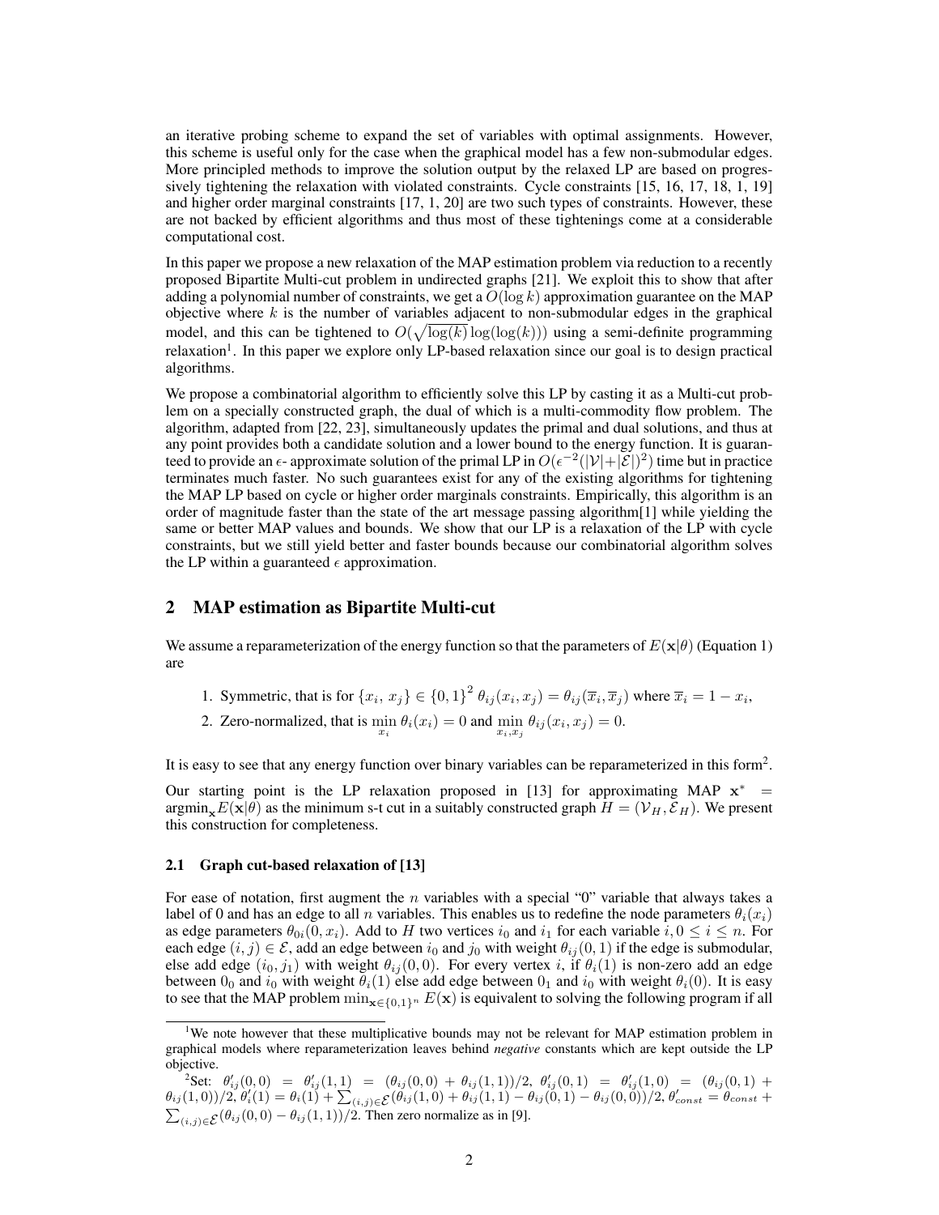an iterative probing scheme to expand the set of variables with optimal assignments. However, this scheme is useful only for the case when the graphical model has a few non-submodular edges. More principled methods to improve the solution output by the relaxed LP are based on progressively tightening the relaxation with violated constraints. Cycle constraints [15, 16, 17, 18, 1, 19] and higher order marginal constraints [17, 1, 20] are two such types of constraints. However, these are not backed by efficient algorithms and thus most of these tightenings come at a considerable computational cost.

In this paper we propose a new relaxation of the MAP estimation problem via reduction to a recently proposed Bipartite Multi-cut problem in undirected graphs [21]. We exploit this to show that after adding a polynomial number of constraints, we get a $O(\log k)$ approximation guarantee on the MAP objective where $k$ is the number of variables adjacent to non-submodular edges in the graphical model, and this can be tightened to $O(\sqrt{\log(k)}\log(\log(k)))$ using a semi-definite programming relaxation[1]. In this paper we explore only LP-based relaxation since our goal is to design practical algorithms.

We propose a combinatorial algorithm to efficiently solve this LP by casting it as a Multi-cut problem on a specially constructed graph, the dual of which is a multi-commodity flow problem. The algorithm, adapted from [22, 23], simultaneously updates the primal and dual solutions, and thus at any point provides both a candidate solution and a lower bound to the energy function. It is guaranteed to provide an $\epsilon$- approximate solution of the primal LP in $O(\epsilon^{-2}(|\mathcal{V}|+|\mathcal{E}|)^2)$ time but in practice terminates much faster. No such guarantees exist for any of the existing algorithms for tightening the MAP LP based on cycle or higher order marginals constraints. Empirically, this algorithm is an order of magnitude faster than the state of the art message passing algorithm[1] while yielding the same or better MAP values and bounds. We show that our LP is a relaxation of the LP with cycle constraints, but we still yield better and faster bounds because our combinatorial algorithm solves the LP within a guaranteed $\epsilon$ approximation.

## 2 MAP estimation as Bipartite Multi-cut

We assume a reparameterization of the energy function so that the parameters of $E(\mathbf{x}|\theta)$ (Equation 1) are

1. Symmetric, that is for $\{x_i,\ x_j\} \in \{0,1\}^2$ $\theta_{ij}(x_i, x_j) = \theta_{ij}(\overline{x}_i, \overline{x}_j)$ where $\overline{x}_i = 1 - x_i$,
2. Zero-normalized, that is $\min_{x_i} \theta_i(x_i) = 0$ and $\min_{x_i, x_j} \theta_{ij}(x_i, x_j) = 0$.

It is easy to see that any energy function over binary variables can be reparameterized in this form[2].

Our starting point is the LP relaxation proposed in [13] for approximating MAP $\mathbf{x}^* = \text{argmin}_{\mathbf{x}} E(\mathbf{x}|\theta)$ as the minimum s-t cut in a suitably constructed graph $H = (\mathcal{V}_H, \mathcal{E}_H)$. We present this construction for completeness.

### 2.1 Graph cut-based relaxation of [13]

For ease of notation, first augment the $n$ variables with a special "0" variable that always takes a label of 0 and has an edge to all $n$ variables. This enables us to redefine the node parameters $\theta_i(x_i)$ as edge parameters $\theta_{0i}(0, x_i)$. Add to $H$ two vertices $i_0$ and $i_1$ for each variable $i, 0 \leq i \leq n$. For each edge $(i,j) \in \mathcal{E}$, add an edge between $i_0$ and $j_0$ with weight $\theta_{ij}(0,1)$ if the edge is submodular, else add edge $(i_0, j_1)$ with weight $\theta_{ij}(0,0)$. For every vertex $i$, if $\theta_i(1)$ is non-zero add an edge between $0_0$ and $i_0$ with weight $\theta_i(1)$ else add edge between $0_1$ and $i_0$ with weight $\theta_i(0)$. It is easy to see that the MAP problem $\min_{\mathbf{x}\in\{0,1\}^n} E(\mathbf{x})$ is equivalent to solving the following program if all

[1] We note however that these multiplicative bounds may not be relevant for MAP estimation problem in graphical models where reparameterization leaves behind *negative* constants which are kept outside the LP objective.

[2] Set: $\theta'_{ij}(0,0) = \theta'_{ij}(1,1) = (\theta_{ij}(0,0) + \theta_{ij}(1,1))/2$, $\theta'_{ij}(0,1) = \theta'_{ij}(1,0) = (\theta_{ij}(0,1) + \theta_{ij}(1,0))/2$, $\theta'_i(1) = \theta_i(1) + \sum_{(i,j)\in\mathcal{E}}(\theta_{ij}(1,0) + \theta_{ij}(1,1) - \theta_{ij}(0,1) - \theta_{ij}(0,0))/2$, $\theta'_{const} = \theta_{const} + \sum_{(i,j)\in\mathcal{E}}(\theta_{ij}(0,0) - \theta_{ij}(1,1))/2$. Then zero normalize as in [9].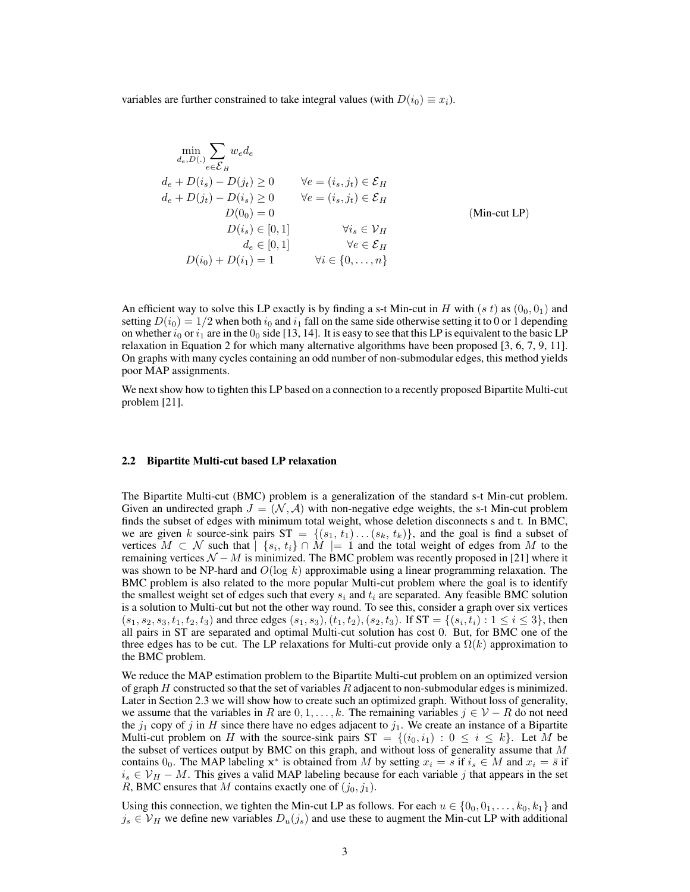variables are further constrained to take integral values (with $D(i_0) \equiv x_i$).

$$
\begin{aligned}
\min_{d_e, D(.)} \sum_{e \in \mathcal{E}_H} w_e d_e & & \\
d_e + D(i_s) - D(j_t) \geq 0 & \qquad \forall e = (i_s, j_t) \in \mathcal{E}_H \\
d_e + D(j_t) - D(i_s) \geq 0 & \qquad \forall e = (i_s, j_t) \in \mathcal{E}_H \\
D(0_0) = 0 & \\
D(i_s) \in [0, 1] & \qquad \forall i_s \in \mathcal{V}_H \\
d_e \in [0, 1] & \qquad \forall e \in \mathcal{E}_H \\
D(i_0) + D(i_1) = 1 & \qquad \forall i \in \{0, \ldots, n\}
\end{aligned}
\tag{Min-cut LP}
$$

An efficient way to solve this LP exactly is by finding a s-t Min-cut in $H$ with $(s\ t)$ as $(0_0, 0_1)$ and setting $D(i_0) = 1/2$ when both $i_0$ and $i_1$ fall on the same side otherwise setting it to 0 or 1 depending on whether $i_0$ or $i_1$ are in the $0_0$ side [13, 14]. It is easy to see that this LP is equivalent to the basic LP relaxation in Equation 2 for which many alternative algorithms have been proposed [3, 6, 7, 9, 11]. On graphs with many cycles containing an odd number of non-submodular edges, this method yields poor MAP assignments.

We next show how to tighten this LP based on a connection to a recently proposed Bipartite Multi-cut problem [21].

### 2.2 Bipartite Multi-cut based LP relaxation

The Bipartite Multi-cut (BMC) problem is a generalization of the standard s-t Min-cut problem. Given an undirected graph $J = (\mathcal{N}, \mathcal{A})$ with non-negative edge weights, the s-t Min-cut problem finds the subset of edges with minimum total weight, whose deletion disconnects s and t. In BMC, we are given $k$ source-sink pairs $\text{ST} = \{(s_1, t_1) \ldots (s_k, t_k)\}$, and the goal is find a subset of vertices $M \subset \mathcal{N}$ such that $| \ \{s_i, t_i\} \cap M \ | = 1$ and the total weight of edges from $M$ to the remaining vertices $\mathcal{N} - M$ is minimized. The BMC problem was recently proposed in [21] where it was shown to be NP-hard and $O(\log k)$ approximable using a linear programming relaxation. The BMC problem is also related to the more popular Multi-cut problem where the goal is to identify the smallest weight set of edges such that every $s_i$ and $t_i$ are separated. Any feasible BMC solution is a solution to Multi-cut but not the other way round. To see this, consider a graph over six vertices $(s_1, s_2, s_3, t_1, t_2, t_3)$ and three edges $(s_1, s_3), (t_1, t_2), (s_2, t_3)$. If $\text{ST} = \{(s_i, t_i) : 1 \leq i \leq 3\}$, then all pairs in ST are separated and optimal Multi-cut solution has cost 0. But, for BMC one of the three edges has to be cut. The LP relaxations for Multi-cut provide only a $\Omega(k)$ approximation to the BMC problem.

We reduce the MAP estimation problem to the Bipartite Multi-cut problem on an optimized version of graph $H$ constructed so that the set of variables $R$ adjacent to non-submodular edges is minimized. Later in Section 2.3 we will show how to create such an optimized graph. Without loss of generality, we assume that the variables in $R$ are $0, 1, \ldots, k$. The remaining variables $j \in \mathcal{V} - R$ do not need the $j_1$ copy of $j$ in $H$ since there have no edges adjacent to $j_1$. We create an instance of a Bipartite Multi-cut problem on $H$ with the source-sink pairs $\text{ST} = \{(i_0, i_1) : 0 \leq i \leq k\}$. Let $M$ be the subset of vertices output by BMC on this graph, and without loss of generality assume that $M$ contains $0_0$. The MAP labeling $\mathbf{x}^*$ is obtained from $M$ by setting $x_i = s$ if $i_s \in M$ and $x_i = \bar{s}$ if $i_s \in \mathcal{V}_H - M$. This gives a valid MAP labeling because for each variable $j$ that appears in the set $R$, BMC ensures that $M$ contains exactly one of $(j_0, j_1)$.

Using this connection, we tighten the Min-cut LP as follows. For each $u \in \{0_0, 0_1, \ldots, k_0, k_1\}$ and $j_s \in \mathcal{V}_H$ we define new variables $D_u(j_s)$ and use these to augment the Min-cut LP with additional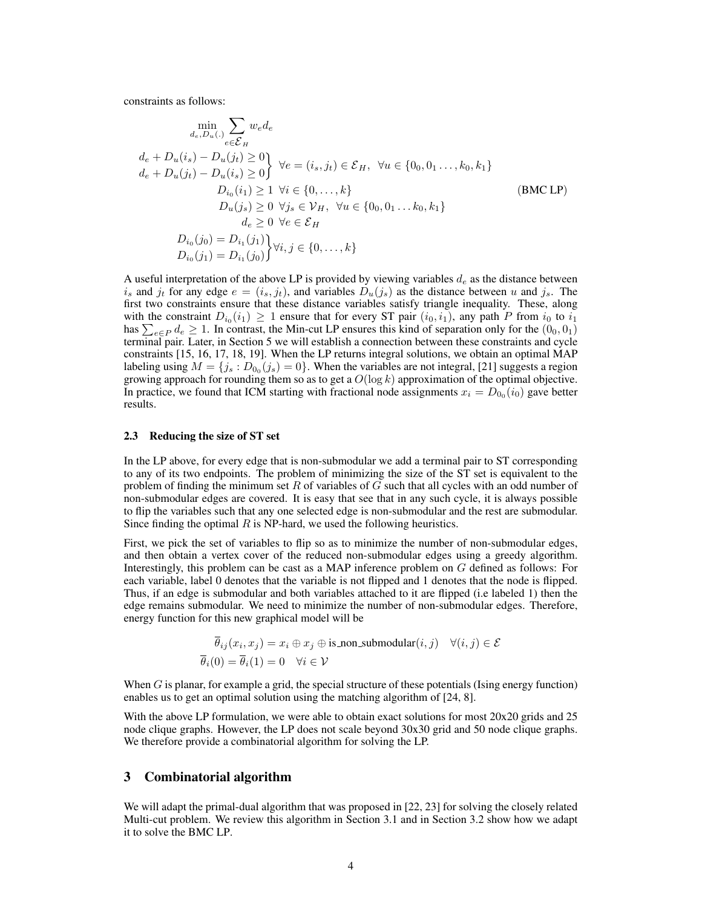constraints as follows:

$$
\begin{aligned}
&\min_{d_e, D_u(.)} \sum_{e \in \mathcal{E}_H} w_e d_e \\
&\left.\begin{aligned} d_e + D_u(i_s) - D_u(j_t) \geq 0 \\ d_e + D_u(j_t) - D_u(i_s) \geq 0 \end{aligned}\right\} \ \forall e = (i_s, j_t) \in \mathcal{E}_H, \ \ \forall u \in \{0_0, 0_1 \ldots, k_0, k_1\} \\
&\qquad\qquad D_{i_0}(i_1) \geq 1 \ \ \forall i \in \{0, \ldots, k\} \\
&\qquad\qquad D_u(j_s) \geq 0 \ \ \forall j_s \in \mathcal{V}_H, \ \ \forall u \in \{0_0, 0_1 \ldots k_0, k_1\} \\
&\qquad\qquad\quad d_e \geq 0 \ \ \forall e \in \mathcal{E}_H \\
&\left.\begin{aligned} D_{i_0}(j_0) = D_{i_1}(j_1) \\ D_{i_0}(j_1) = D_{i_1}(j_0) \end{aligned}\right\} \forall i, j \in \{0, \ldots, k\}
\end{aligned}
\qquad \text{(BMC LP)}
$$

A useful interpretation of the above LP is provided by viewing variables $d_e$ as the distance between $i_s$ and $j_t$ for any edge $e = (i_s, j_t)$, and variables $D_u(j_s)$ as the distance between $u$ and $j_s$. The first two constraints ensure that these distance variables satisfy triangle inequality. These, along with the constraint $D_{i_0}(i_1) \geq 1$ ensure that for every ST pair $(i_0, i_1)$, any path $P$ from $i_0$ to $i_1$ has $\sum_{e \in P} d_e \geq 1$. In contrast, the Min-cut LP ensures this kind of separation only for the $(0_0, 0_1)$ terminal pair. Later, in Section 5 we will establish a connection between these constraints and cycle constraints [15, 16, 17, 18, 19]. When the LP returns integral solutions, we obtain an optimal MAP labeling using $M = \{j_s : D_{0_0}(j_s) = 0\}$. When the variables are not integral, [21] suggests a region growing approach for rounding them so as to get a $O(\log k)$ approximation of the optimal objective. In practice, we found that ICM starting with fractional node assignments $x_i = D_{0_0}(i_0)$ gave better results.

### 2.3 Reducing the size of ST set

In the LP above, for every edge that is non-submodular we add a terminal pair to ST corresponding to any of its two endpoints. The problem of minimizing the size of the ST set is equivalent to the problem of finding the minimum set $R$ of variables of $G$ such that all cycles with an odd number of non-submodular edges are covered. It is easy that see that in any such cycle, it is always possible to flip the variables such that any one selected edge is non-submodular and the rest are submodular. Since finding the optimal $R$ is NP-hard, we used the following heuristics.

First, we pick the set of variables to flip so as to minimize the number of non-submodular edges, and then obtain a vertex cover of the reduced non-submodular edges using a greedy algorithm. Interestingly, this problem can be cast as a MAP inference problem on $G$ defined as follows: For each variable, label 0 denotes that the variable is not flipped and 1 denotes that the node is flipped. Thus, if an edge is submodular and both variables attached to it are flipped (i.e labeled 1) then the edge remains submodular. We need to minimize the number of non-submodular edges. Therefore, energy function for this new graphical model will be

$$
\begin{aligned}
\overline{\theta}_{ij}(x_i, x_j) &= x_i \oplus x_j \oplus \text{is\_non\_submodular}(i, j) \quad \forall (i, j) \in \mathcal{E} \\
\overline{\theta}_i(0) &= \overline{\theta}_i(1) = 0 \quad \forall i \in \mathcal{V}
\end{aligned}
$$

When $G$ is planar, for example a grid, the special structure of these potentials (Ising energy function) enables us to get an optimal solution using the matching algorithm of [24, 8].

With the above LP formulation, we were able to obtain exact solutions for most 20x20 grids and 25 node clique graphs. However, the LP does not scale beyond 30x30 grid and 50 node clique graphs. We therefore provide a combinatorial algorithm for solving the LP.

## 3 Combinatorial algorithm

We will adapt the primal-dual algorithm that was proposed in [22, 23] for solving the closely related Multi-cut problem. We review this algorithm in Section 3.1 and in Section 3.2 show how we adapt it to solve the BMC LP.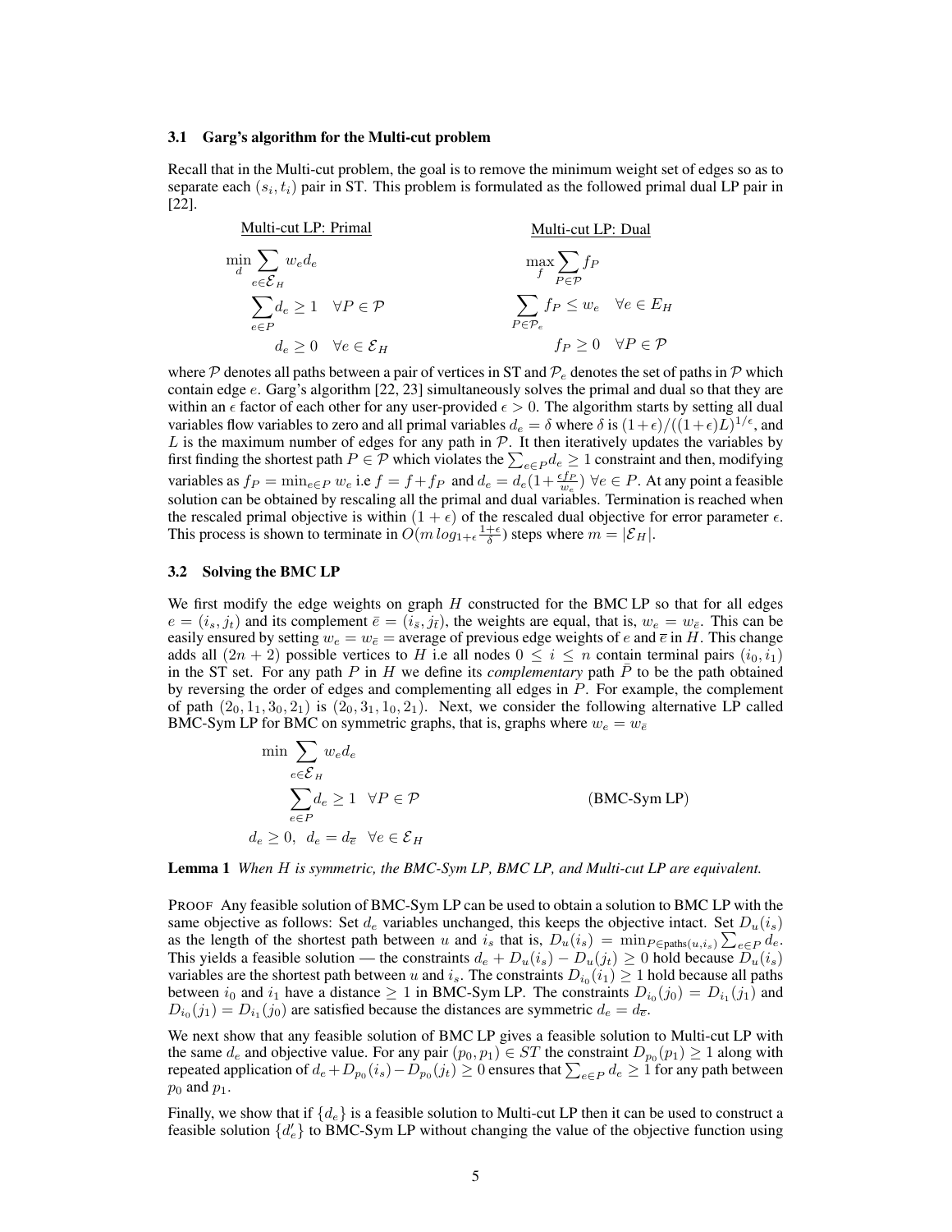### 3.1 Garg's algorithm for the Multi-cut problem

Recall that in the Multi-cut problem, the goal is to remove the minimum weight set of edges so as to separate each $(s_i, t_i)$ pair in ST. This problem is formulated as the followed primal dual LP pair in [22].

Multi-cut LP: Primal

$$\min_d \sum_{e \in \mathcal{E}_H} w_e d_e$$

$$\sum_{e \in P} d_e \geq 1 \quad \forall P \in \mathcal{P}$$

$$d_e \geq 0 \quad \forall e \in \mathcal{E}_H$$

Multi-cut LP: Dual

$$\max_f \sum_{P \in \mathcal{P}} f_P$$

$$\sum_{P \in \mathcal{P}_e} f_P \leq w_e \quad \forall e \in E_H$$

$$f_P \geq 0 \quad \forall P \in \mathcal{P}$$

where $\mathcal{P}$ denotes all paths between a pair of vertices in ST and $\mathcal{P}_e$ denotes the set of paths in $\mathcal{P}$ which contain edge $e$. Garg's algorithm [22, 23] simultaneously solves the primal and dual so that they are within an $\epsilon$ factor of each other for any user-provided $\epsilon > 0$. The algorithm starts by setting all dual variables flow variables to zero and all primal variables $d_e = \delta$ where $\delta$ is $(1+\epsilon)/((1+\epsilon)L)^{1/\epsilon}$, and $L$ is the maximum number of edges for any path in $\mathcal{P}$. It then iteratively updates the variables by first finding the shortest path $P \in \mathcal{P}$ which violates the $\sum_{e \in P} d_e \geq 1$ constraint and then, modifying variables as $f_P = \min_{e \in P} w_e$ i.e $f = f + f_P$ and $d_e = d_e(1 + \frac{\epsilon f_P}{w_e})$ $\forall e \in P$. At any point a feasible solution can be obtained by rescaling all the primal and dual variables. Termination is reached when the rescaled primal objective is within $(1+\epsilon)$ of the rescaled dual objective for error parameter $\epsilon$. This process is shown to terminate in $O(m \, log_{1+\epsilon} \frac{1+\epsilon}{\delta})$ steps where $m = |\mathcal{E}_H|$.

### 3.2 Solving the BMC LP

We first modify the edge weights on graph $H$ constructed for the BMC LP so that for all edges $e = (i_s, j_t)$ and its complement $\bar{e} = (i_{\bar{s}}, j_{\bar{t}})$, the weights are equal, that is, $w_e = w_{\bar{e}}$. This can be easily ensured by setting $w_e = w_{\bar{e}} =$ average of previous edge weights of $e$ and $\overline{e}$ in $H$. This change adds all $(2n+2)$ possible vertices to $H$ i.e all nodes $0 \leq i \leq n$ contain terminal pairs $(i_0, i_1)$ in the ST set. For any path $P$ in $H$ we define its *complementary* path $\bar{P}$ to be the path obtained by reversing the order of edges and complementing all edges in $P$. For example, the complement of path $(2_0, 1_1, 3_0, 2_1)$ is $(2_0, 3_1, 1_0, 2_1)$. Next, we consider the following alternative LP called BMC-Sym LP for BMC on symmetric graphs, that is, graphs where $w_e = w_{\bar{e}}$

$$\min \sum_{e \in \mathcal{E}_H} w_e d_e$$

$$\sum_{e \in P} d_e \geq 1 \quad \forall P \in \mathcal{P} \qquad \text{(BMC-Sym LP)}$$

$$d_e \geq 0, \;\; d_e = d_{\overline{e}} \quad \forall e \in \mathcal{E}_H$$

**Lemma 1** *When $H$ is symmetric, the BMC-Sym LP, BMC LP, and Multi-cut LP are equivalent.*

PROOF Any feasible solution of BMC-Sym LP can be used to obtain a solution to BMC LP with the same objective as follows: Set $d_e$ variables unchanged, this keeps the objective intact. Set $D_u(i_s)$ as the length of the shortest path between $u$ and $i_s$ that is, $D_u(i_s) = \min_{P \in \text{paths}(u, i_s)} \sum_{e \in P} d_e$. This yields a feasible solution — the constraints $d_e + D_u(i_s) - D_u(j_t) \geq 0$ hold because $D_u(i_s)$ variables are the shortest path between $u$ and $i_s$. The constraints $D_{i_0}(i_1) \geq 1$ hold because all paths between $i_0$ and $i_1$ have a distance $\geq 1$ in BMC-Sym LP. The constraints $D_{i_0}(j_0) = D_{i_1}(j_1)$ and $D_{i_0}(j_1) = D_{i_1}(j_0)$ are satisfied because the distances are symmetric $d_e = d_{\overline{e}}$.

We next show that any feasible solution of BMC LP gives a feasible solution to Multi-cut LP with the same $d_e$ and objective value. For any pair $(p_0, p_1) \in ST$ the constraint $D_{p_0}(p_1) \geq 1$ along with repeated application of $d_e + D_{p_0}(i_s) - D_{p_0}(j_t) \geq 0$ ensures that $\sum_{e \in P} d_e \geq 1$ for any path between $p_0$ and $p_1$.

Finally, we show that if $\{d_e\}$ is a feasible solution to Multi-cut LP then it can be used to construct a feasible solution $\{d'_e\}$ to BMC-Sym LP without changing the value of the objective function using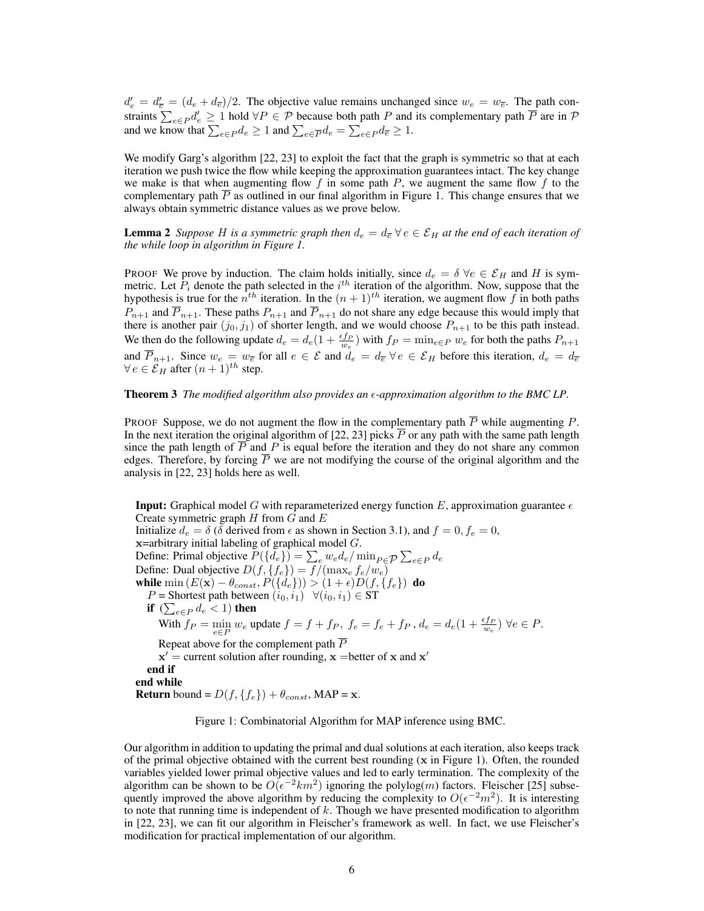$d'_e = d'_{\overline{e}} = (d_e + d_{\overline{e}})/2$. The objective value remains unchanged since $w_e = w_{\overline{e}}$. The path constraints $\sum_{e \in P} d'_e \geq 1$ hold $\forall P \in \mathcal{P}$ because both path $P$ and its complementary path $\overline{P}$ are in $\mathcal{P}$ and we know that $\sum_{e \in P} d_e \geq 1$ and $\sum_{e \in \overline{P}} d_e = \sum_{e \in P} d_{\overline{e}} \geq 1$.

We modify Garg's algorithm [22, 23] to exploit the fact that the graph is symmetric so that at each iteration we push twice the flow while keeping the approximation guarantees intact. The key change we make is that when augmenting flow $f$ in some path $P$, we augment the same flow $f$ to the complementary path $\overline{P}$ as outlined in our final algorithm in Figure 1. This change ensures that we always obtain symmetric distance values as we prove below.

**Lemma 2** *Suppose $H$ is a symmetric graph then $d_e = d_{\overline{e}} \; \forall \, e \in \mathcal{E}_H$ at the end of each iteration of the while loop in algorithm in Figure 1.*

PROOF We prove by induction. The claim holds initially, since $d_e = \delta \; \forall e \in \mathcal{E}_H$ and $H$ is symmetric. Let $P_i$ denote the path selected in the $i^{th}$ iteration of the algorithm. Now, suppose that the hypothesis is true for the $n^{th}$ iteration. In the $(n+1)^{th}$ iteration, we augment flow $f$ in both paths $P_{n+1}$ and $\overline{P}_{n+1}$. These paths $P_{n+1}$ and $\overline{P}_{n+1}$ do not share any edge because this would imply that there is another pair $(j_0, j_1)$ of shorter length, and we would choose $P_{n+1}$ to be this path instead. We then do the following update $d_e = d_e(1 + \frac{\epsilon f_P}{w_e})$ with $f_P = \min_{e \in P} w_e$ for both the paths $P_{n+1}$ and $\overline{P}_{n+1}$. Since $w_e = w_{\overline{e}}$ for all $e \in \mathcal{E}$ and $d_e = d_{\overline{e}} \; \forall \, e \in \mathcal{E}_H$ before this iteration, $d_e = d_{\overline{e}}$ $\forall \, e \in \mathcal{E}_H$ after $(n+1)^{th}$ step.

**Theorem 3** *The modified algorithm also provides an $\epsilon$-approximation algorithm to the BMC LP.*

PROOF Suppose, we do not augment the flow in the complementary path $\overline{P}$ while augmenting $P$. In the next iteration the original algorithm of [22, 23] picks $\overline{P}$ or any path with the same path length since the path length of $\overline{P}$ and $P$ is equal before the iteration and they do not share any common edges. Therefore, by forcing $\overline{P}$ we are not modifying the course of the original algorithm and the analysis in [22, 23] holds here as well.

**Input:** Graphical model $G$ with reparameterized energy function $E$, approximation guarantee $\epsilon$
Create symmetric graph $H$ from $G$ and $E$
Initialize $d_e = \delta$ ($\delta$ derived from $\epsilon$ as shown in Section 3.1), and $f = 0, f_e = 0$,
$\mathbf{x}$=arbitrary initial labeling of graphical model $G$.
Define: Primal objective $P(\{d_e\}) = \sum_e w_e d_e / \min_{P \in \mathcal{P}} \sum_{e \in P} d_e$
Define: Dual objective $D(f, \{f_e\}) = f/(\max_e f_e/w_e)$
**while** $\min(E(\mathbf{x}) - \theta_{const}, P(\{d_e\})) > (1+\epsilon) D(f, \{f_e\})$ **do**
  $P$ = Shortest path between $(i_0, i_1) \;\; \forall (i_0, i_1) \in$ ST
  **if** $(\sum_{e \in P} d_e < 1)$ **then**
    With $f_P = \min_{e \in P} w_e$ update $f = f + f_P,\; f_e = f_e + f_P,\; d_e = d_e(1 + \frac{\epsilon f_P}{w_e}) \; \forall e \in P$.
    Repeat above for the complement path $\overline{P}$
    $\mathbf{x}'$ = current solution after rounding, $\mathbf{x}$ =better of $\mathbf{x}$ and $\mathbf{x}'$
  **end if**
**end while**
**Return** bound = $D(f, \{f_e\}) + \theta_{const}$, MAP = $\mathbf{x}$.

Figure 1: Combinatorial Algorithm for MAP inference using BMC.

Our algorithm in addition to updating the primal and dual solutions at each iteration, also keeps track of the primal objective obtained with the current best rounding ($\mathbf{x}$ in Figure 1). Often, the rounded variables yielded lower primal objective values and led to early termination. The complexity of the algorithm can be shown to be $O(\epsilon^{-2} k m^2)$ ignoring the polylog($m$) factors. Fleischer [25] subsequently improved the above algorithm by reducing the complexity to $O(\epsilon^{-2} m^2)$. It is interesting to note that running time is independent of $k$. Though we have presented modification to algorithm in [22, 23], we can fit our algorithm in Fleischer's framework as well. In fact, we use Fleischer's modification for practical implementation of our algorithm.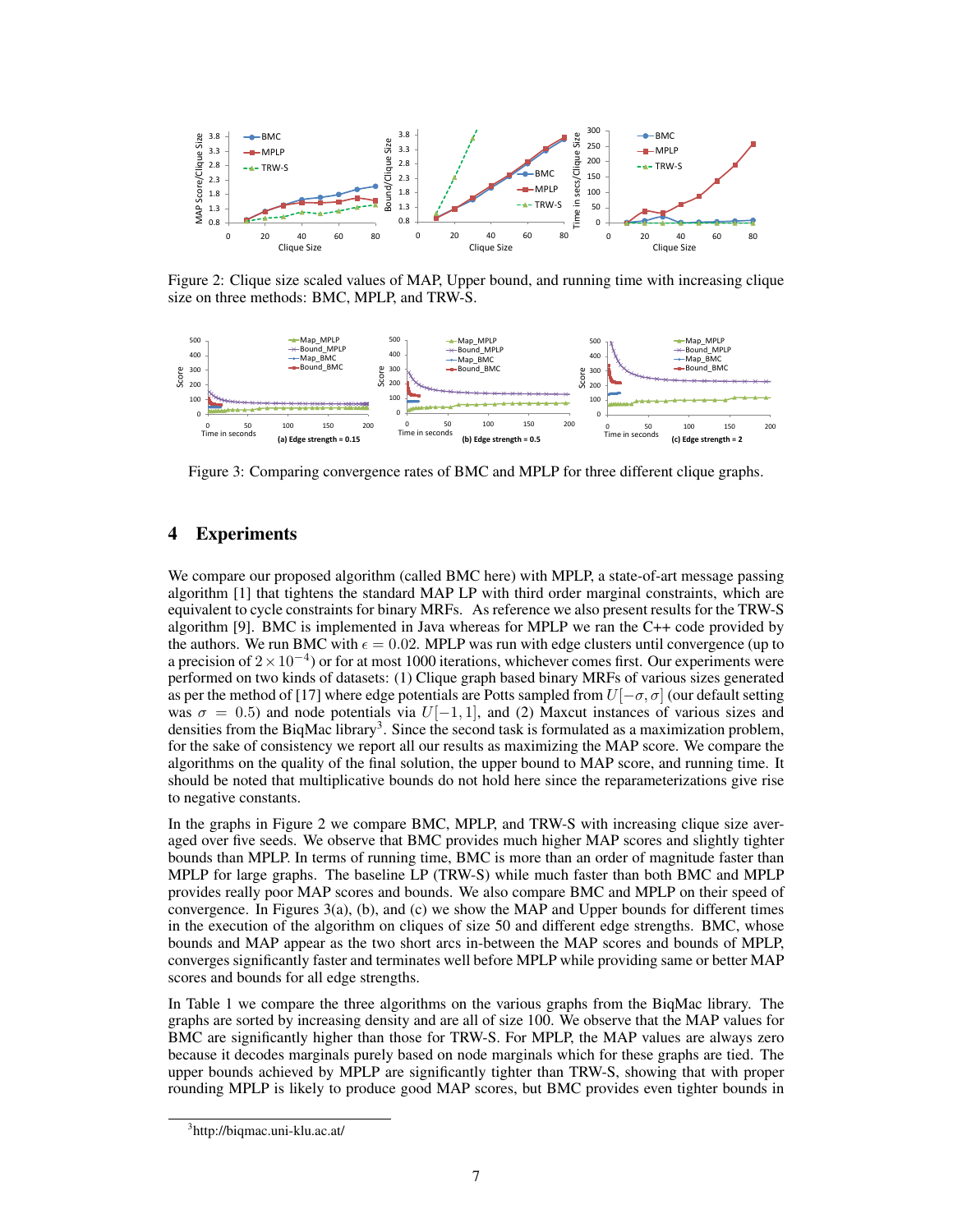Figure 2: Clique size scaled values of MAP, Upper bound, and running time with increasing clique size on three methods: BMC, MPLP, and TRW-S.

Figure 3: Comparing convergence rates of BMC and MPLP for three different clique graphs.

## 4 Experiments

We compare our proposed algorithm (called BMC here) with MPLP, a state-of-art message passing algorithm [1] that tightens the standard MAP LP with third order marginal constraints, which are equivalent to cycle constraints for binary MRFs. As reference we also present results for the TRW-S algorithm [9]. BMC is implemented in Java whereas for MPLP we ran the C++ code provided by the authors. We run BMC with $\epsilon = 0.02$. MPLP was run with edge clusters until convergence (up to a precision of $2 \times 10^{-4}$) or for at most 1000 iterations, whichever comes first. Our experiments were performed on two kinds of datasets: (1) Clique graph based binary MRFs of various sizes generated as per the method of [17] where edge potentials are Potts sampled from $U[-\sigma, \sigma]$ (our default setting was $\sigma = 0.5$) and node potentials via $U[-1, 1]$, and (2) Maxcut instances of various sizes and densities from the BiqMac library[3]. Since the second task is formulated as a maximization problem, for the sake of consistency we report all our results as maximizing the MAP score. We compare the algorithms on the quality of the final solution, the upper bound to MAP score, and running time. It should be noted that multiplicative bounds do not hold here since the reparameterizations give rise to negative constants.

In the graphs in Figure 2 we compare BMC, MPLP, and TRW-S with increasing clique size averaged over five seeds. We observe that BMC provides much higher MAP scores and slightly tighter bounds than MPLP. In terms of running time, BMC is more than an order of magnitude faster than MPLP for large graphs. The baseline LP (TRW-S) while much faster than both BMC and MPLP provides really poor MAP scores and bounds. We also compare BMC and MPLP on their speed of convergence. In Figures 3(a), (b), and (c) we show the MAP and Upper bounds for different times in the execution of the algorithm on cliques of size 50 and different edge strengths. BMC, whose bounds and MAP appear as the two short arcs in-between the MAP scores and bounds of MPLP, converges significantly faster and terminates well before MPLP while providing same or better MAP scores and bounds for all edge strengths.

In Table 1 we compare the three algorithms on the various graphs from the BiqMac library. The graphs are sorted by increasing density and are all of size 100. We observe that the MAP values for BMC are significantly higher than those for TRW-S. For MPLP, the MAP values are always zero because it decodes marginals purely based on node marginals which for these graphs are tied. The upper bounds achieved by MPLP are significantly tighter than TRW-S, showing that with proper rounding MPLP is likely to produce good MAP scores, but BMC provides even tighter bounds in

[3] http://biqmac.uni-klu.ac.at/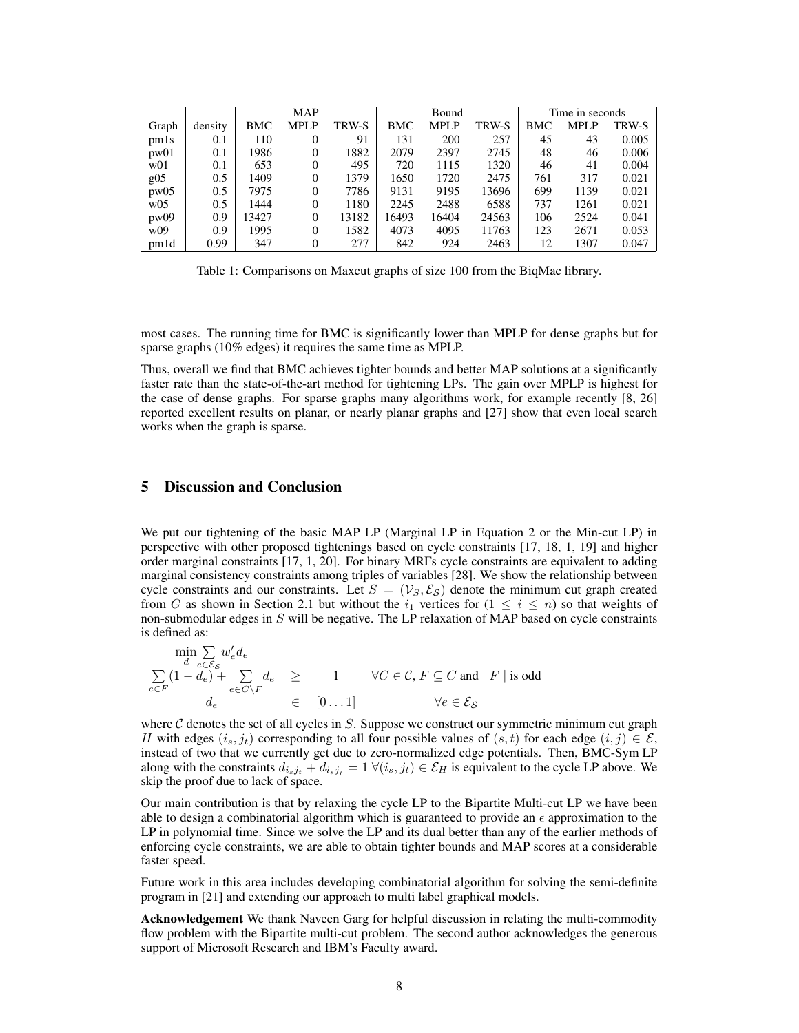| | | MAP | | | Bound | | | Time in seconds | | |
|---|---|---|---|---|---|---|---|---|---|---|
| Graph | density | BMC | MPLP | TRW-S | BMC | MPLP | TRW-S | BMC | MPLP | TRW-S |
| pm1s | 0.1 | 110 | 0 | 91 | 131 | 200 | 257 | 45 | 43 | 0.005 |
| pw01 | 0.1 | 1986 | 0 | 1882 | 2079 | 2397 | 2745 | 48 | 46 | 0.006 |
| w01 | 0.1 | 653 | 0 | 495 | 720 | 1115 | 1320 | 46 | 41 | 0.004 |
| g05 | 0.5 | 1409 | 0 | 1379 | 1650 | 1720 | 2475 | 761 | 317 | 0.021 |
| pw05 | 0.5 | 7975 | 0 | 7786 | 9131 | 9195 | 13696 | 699 | 1139 | 0.021 |
| w05 | 0.5 | 1444 | 0 | 1180 | 2245 | 2488 | 6588 | 737 | 1261 | 0.021 |
| pw09 | 0.9 | 13427 | 0 | 13182 | 16493 | 16404 | 24563 | 106 | 2524 | 0.041 |
| w09 | 0.9 | 1995 | 0 | 1582 | 4073 | 4095 | 11763 | 123 | 2671 | 0.053 |
| pm1d | 0.99 | 347 | 0 | 277 | 842 | 924 | 2463 | 12 | 1307 | 0.047 |

Table 1: Comparisons on Maxcut graphs of size 100 from the BiqMac library.

most cases. The running time for BMC is significantly lower than MPLP for dense graphs but for sparse graphs (10% edges) it requires the same time as MPLP.

Thus, overall we find that BMC achieves tighter bounds and better MAP solutions at a significantly faster rate than the state-of-the-art method for tightening LPs. The gain over MPLP is highest for the case of dense graphs. For sparse graphs many algorithms work, for example recently [8, 26] reported excellent results on planar, or nearly planar graphs and [27] show that even local search works when the graph is sparse.

## 5 Discussion and Conclusion

We put our tightening of the basic MAP LP (Marginal LP in Equation 2 or the Min-cut LP) in perspective with other proposed tightenings based on cycle constraints [17, 18, 1, 19] and higher order marginal constraints [17, 1, 20]. For binary MRFs cycle constraints are equivalent to adding marginal consistency constraints among triples of variables [28]. We show the relationship between cycle constraints and our constraints. Let $S = (\mathcal{V}_S, \mathcal{E}_\mathcal{S})$ denote the minimum cut graph created from $G$ as shown in Section 2.1 but without the $i_1$ vertices for $(1 \leq i \leq n)$ so that weights of non-submodular edges in $S$ will be negative. The LP relaxation of MAP based on cycle constraints is defined as:

$$
\begin{aligned}
&\min_d \sum_{e \in \mathcal{E}_\mathcal{S}} w'_e d_e \\
&\sum_{e \in F} (1 - d_e) + \sum_{e \in C \setminus F} d_e \quad \geq \quad 1 \qquad \forall C \in \mathcal{C},\, F \subseteq C \text{ and } |\, F \,| \text{ is odd} \\
&d_e \qquad \in \quad [0 \ldots 1] \qquad \forall e \in \mathcal{E}_\mathcal{S}
\end{aligned}
$$

where $\mathcal{C}$ denotes the set of all cycles in $S$. Suppose we construct our symmetric minimum cut graph $H$ with edges $(i_s, j_t)$ corresponding to all four possible values of $(s, t)$ for each edge $(i, j) \in \mathcal{E}$, instead of two that we currently get due to zero-normalized edge potentials. Then, BMC-Sym LP along with the constraints $d_{i_s j_t} + d_{i_s j_{\overline{t}}} = 1 \; \forall (i_s, j_t) \in \mathcal{E}_H$ is equivalent to the cycle LP above. We skip the proof due to lack of space.

Our main contribution is that by relaxing the cycle LP to the Bipartite Multi-cut LP we have been able to design a combinatorial algorithm which is guaranteed to provide an $\epsilon$ approximation to the LP in polynomial time. Since we solve the LP and its dual better than any of the earlier methods of enforcing cycle constraints, we are able to obtain tighter bounds and MAP scores at a considerable faster speed.

Future work in this area includes developing combinatorial algorithm for solving the semi-definite program in [21] and extending our approach to multi label graphical models.

**Acknowledgement** We thank Naveen Garg for helpful discussion in relating the multi-commodity flow problem with the Bipartite multi-cut problem. The second author acknowledges the generous support of Microsoft Research and IBM's Faculty award.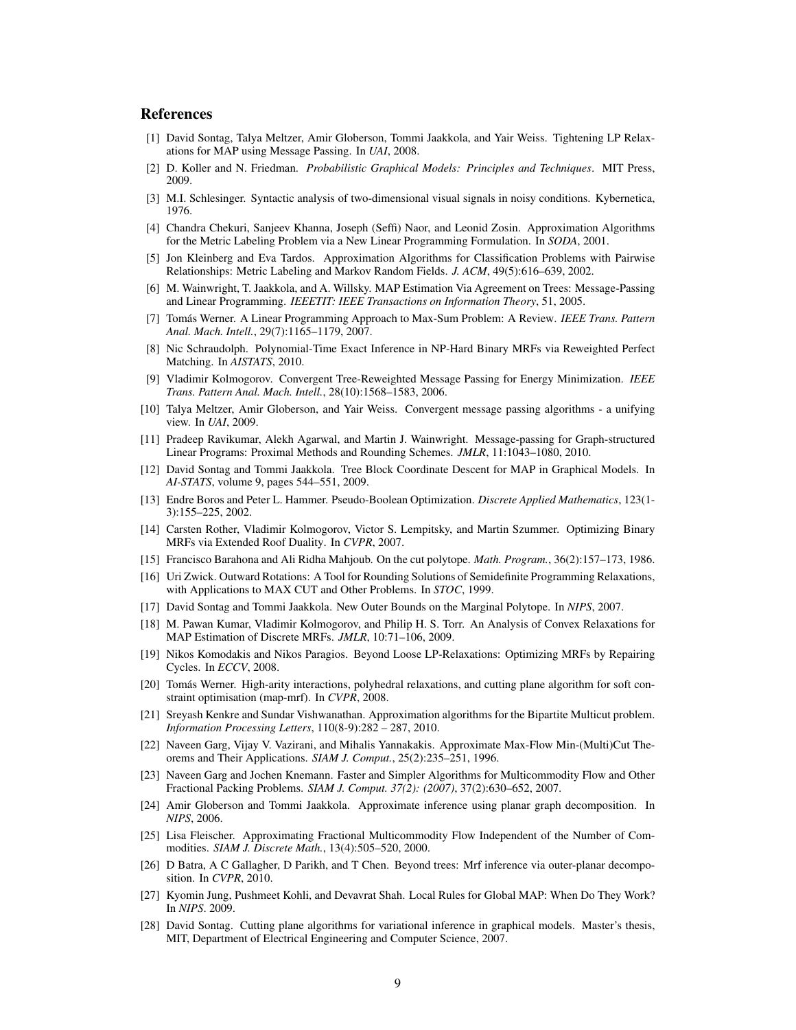## References

[1] David Sontag, Talya Meltzer, Amir Globerson, Tommi Jaakkola, and Yair Weiss. Tightening LP Relaxations for MAP using Message Passing. In *UAI*, 2008.

[2] D. Koller and N. Friedman. *Probabilistic Graphical Models: Principles and Techniques*. MIT Press, 2009.

[3] M.I. Schlesinger. Syntactic analysis of two-dimensional visual signals in noisy conditions. Kybernetica, 1976.

[4] Chandra Chekuri, Sanjeev Khanna, Joseph (Seffi) Naor, and Leonid Zosin. Approximation Algorithms for the Metric Labeling Problem via a New Linear Programming Formulation. In *SODA*, 2001.

[5] Jon Kleinberg and Eva Tardos. Approximation Algorithms for Classification Problems with Pairwise Relationships: Metric Labeling and Markov Random Fields. *J. ACM*, 49(5):616–639, 2002.

[6] M. Wainwright, T. Jaakkola, and A. Willsky. MAP Estimation Via Agreement on Trees: Message-Passing and Linear Programming. *IEEETIT: IEEE Transactions on Information Theory*, 51, 2005.

[7] Tomás Werner. A Linear Programming Approach to Max-Sum Problem: A Review. *IEEE Trans. Pattern Anal. Mach. Intell.*, 29(7):1165–1179, 2007.

[8] Nic Schraudolph. Polynomial-Time Exact Inference in NP-Hard Binary MRFs via Reweighted Perfect Matching. In *AISTATS*, 2010.

[9] Vladimir Kolmogorov. Convergent Tree-Reweighted Message Passing for Energy Minimization. *IEEE Trans. Pattern Anal. Mach. Intell.*, 28(10):1568–1583, 2006.

[10] Talya Meltzer, Amir Globerson, and Yair Weiss. Convergent message passing algorithms - a unifying view. In *UAI*, 2009.

[11] Pradeep Ravikumar, Alekh Agarwal, and Martin J. Wainwright. Message-passing for Graph-structured Linear Programs: Proximal Methods and Rounding Schemes. *JMLR*, 11:1043–1080, 2010.

[12] David Sontag and Tommi Jaakkola. Tree Block Coordinate Descent for MAP in Graphical Models. In *AI-STATS*, volume 9, pages 544–551, 2009.

[13] Endre Boros and Peter L. Hammer. Pseudo-Boolean Optimization. *Discrete Applied Mathematics*, 123(1-3):155–225, 2002.

[14] Carsten Rother, Vladimir Kolmogorov, Victor S. Lempitsky, and Martin Szummer. Optimizing Binary MRFs via Extended Roof Duality. In *CVPR*, 2007.

[15] Francisco Barahona and Ali Ridha Mahjoub. On the cut polytope. *Math. Program.*, 36(2):157–173, 1986.

[16] Uri Zwick. Outward Rotations: A Tool for Rounding Solutions of Semidefinite Programming Relaxations, with Applications to MAX CUT and Other Problems. In *STOC*, 1999.

[17] David Sontag and Tommi Jaakkola. New Outer Bounds on the Marginal Polytope. In *NIPS*, 2007.

[18] M. Pawan Kumar, Vladimir Kolmogorov, and Philip H. S. Torr. An Analysis of Convex Relaxations for MAP Estimation of Discrete MRFs. *JMLR*, 10:71–106, 2009.

[19] Nikos Komodakis and Nikos Paragios. Beyond Loose LP-Relaxations: Optimizing MRFs by Repairing Cycles. In *ECCV*, 2008.

[20] Tomás Werner. High-arity interactions, polyhedral relaxations, and cutting plane algorithm for soft constraint optimisation (map-mrf). In *CVPR*, 2008.

[21] Sreyash Kenkre and Sundar Vishwanathan. Approximation algorithms for the Bipartite Multicut problem. *Information Processing Letters*, 110(8-9):282 – 287, 2010.

[22] Naveen Garg, Vijay V. Vazirani, and Mihalis Yannakakis. Approximate Max-Flow Min-(Multi)Cut Theorems and Their Applications. *SIAM J. Comput.*, 25(2):235–251, 1996.

[23] Naveen Garg and Jochen Knemann. Faster and Simpler Algorithms for Multicommodity Flow and Other Fractional Packing Problems. *SIAM J. Comput. 37(2): (2007)*, 37(2):630–652, 2007.

[24] Amir Globerson and Tommi Jaakkola. Approximate inference using planar graph decomposition. In *NIPS*, 2006.

[25] Lisa Fleischer. Approximating Fractional Multicommodity Flow Independent of the Number of Commodities. *SIAM J. Discrete Math.*, 13(4):505–520, 2000.

[26] D Batra, A C Gallagher, D Parikh, and T Chen. Beyond trees: Mrf inference via outer-planar decomposition. In *CVPR*, 2010.

[27] Kyomin Jung, Pushmeet Kohli, and Devavrat Shah. Local Rules for Global MAP: When Do They Work? In *NIPS*. 2009.

[28] David Sontag. Cutting plane algorithms for variational inference in graphical models. Master's thesis, MIT, Department of Electrical Engineering and Computer Science, 2007.